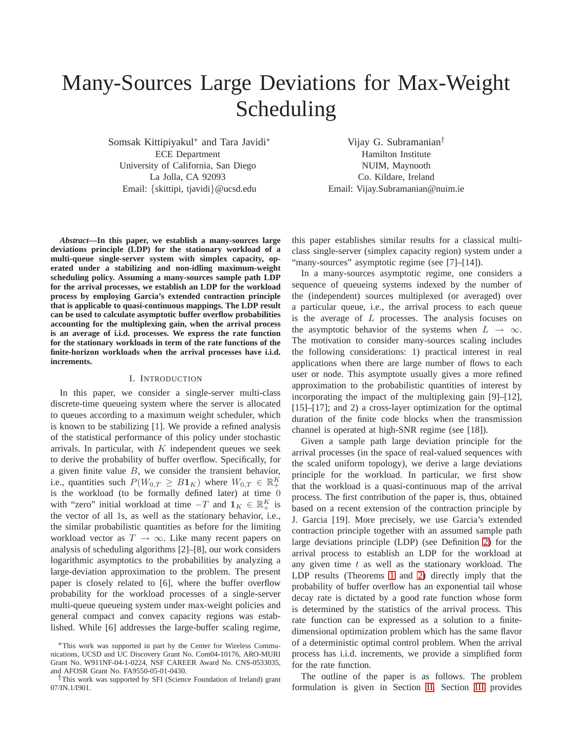# Many-Sources Large Deviations for Max-Weight Scheduling

Somsak Kittipiyakul* and Tara Javidi*
ECE Department
University of California, San Diego
La Jolla, CA 92093
Email: {skittipi, tjavidi}@ucsd.edu

Vijay G. Subramanian†
Hamilton Institute
NUIM, Maynooth
Co. Kildare, Ireland
Email: Vijay.Subramanian@nuim.ie

***Abstract*—In this paper, we establish a many-sources large deviations principle (LDP) for the stationary workload of a multi-queue single-server system with simplex capacity, operated under a stabilizing and non-idling maximum-weight scheduling policy. Assuming a many-sources sample path LDP for the arrival processes, we establish an LDP for the workload process by employing Garcia's extended contraction principle that is applicable to quasi-continuous mappings. The LDP result can be used to calculate asymptotic buffer overflow probabilities accounting for the multiplexing gain, when the arrival process is an average of i.i.d. processes. We express the rate function for the stationary workloads in term of the rate functions of the finite-horizon workloads when the arrival processes have i.i.d. increments.**

## I. Introduction

In this paper, we consider a single-server multi-class discrete-time queueing system where the server is allocated to queues according to a maximum weight scheduler, which is known to be stabilizing [1]. We provide a refined analysis of the statistical performance of this policy under stochastic arrivals. In particular, with $K$ independent queues we seek to derive the probability of buffer overflow. Specifically, for a given finite value $B$, we consider the transient behavior, i.e., quantities such $P(W_{0,T} \geq B\mathbf{1}_K)$ where $W_{0,T} \in \mathbb{R}_+^K$ is the workload (to be formally defined later) at time $0$ with "zero" initial workload at time $-T$ and $\mathbf{1}_K \in \mathbb{R}_+^K$ is the vector of all 1s, as well as the stationary behavior, i.e., the similar probabilistic quantities as before for the limiting workload vector as $T \to \infty$. Like many recent papers on analysis of scheduling algorithms [2]–[8], our work considers logarithmic asymptotics to the probabilities by analyzing a large-deviation approximation to the problem. The present paper is closely related to [6], where the buffer overflow probability for the workload processes of a single-server multi-queue queueing system under max-weight policies and general compact and convex capacity regions was established. While [6] addresses the large-buffer scaling regime, this paper establishes similar results for a classical multi-class single-server (simplex capacity region) system under a "many-sources" asymptotic regime (see [7]–[14]).

In a many-sources asymptotic regime, one considers a sequence of queueing systems indexed by the number of the (independent) sources multiplexed (or averaged) over a particular queue, i.e., the arrival process to each queue is the average of $L$ processes. The analysis focuses on the asymptotic behavior of the systems when $L \to \infty$. The motivation to consider many-sources scaling includes the following considerations: 1) practical interest in real applications when there are large number of flows to each user or node. This asymptote usually gives a more refined approximation to the probabilistic quantities of interest by incorporating the impact of the multiplexing gain [9]–[12], [15]–[17]; and 2) a cross-layer optimization for the optimal duration of the finite code blocks when the transmission channel is operated at high-SNR regime (see [18]).

Given a sample path large deviation principle for the arrival processes (in the space of real-valued sequences with the scaled uniform topology), we derive a large deviations principle for the workload. In particular, we first show that the workload is a quasi-continuous map of the arrival process. The first contribution of the paper is, thus, obtained based on a recent extension of the contraction principle by J. Garcia [19]. More precisely, we use Garcia's extended contraction principle together with an assumed sample path large deviations principle (LDP) (see Definition 2) for the arrival process to establish an LDP for the workload at any given time $t$ as well as the stationary workload. The LDP results (Theorems 1 and 2) directly imply that the probability of buffer overflow has an exponential tail whose decay rate is dictated by a good rate function whose form is determined by the statistics of the arrival process. This rate function can be expressed as a solution to a finite-dimensional optimization problem which has the same flavor of a deterministic optimal control problem. When the arrival process has i.i.d. increments, we provide a simplified form for the rate function.

The outline of the paper is as follows. The problem formulation is given in Section II. Section III provides

*This work was supported in part by the Center for Wireless Communications, UCSD and UC Discovery Grant No. Com04-10176, ARO-MURI Grant No. W911NF-04-1-0224, NSF CAREER Award No. CNS-0533035, and AFOSR Grant No. FA9550-05-01-0430.

†This work was supported by SFI (Science Foundation of Ireland) grant 07/IN.1/I901.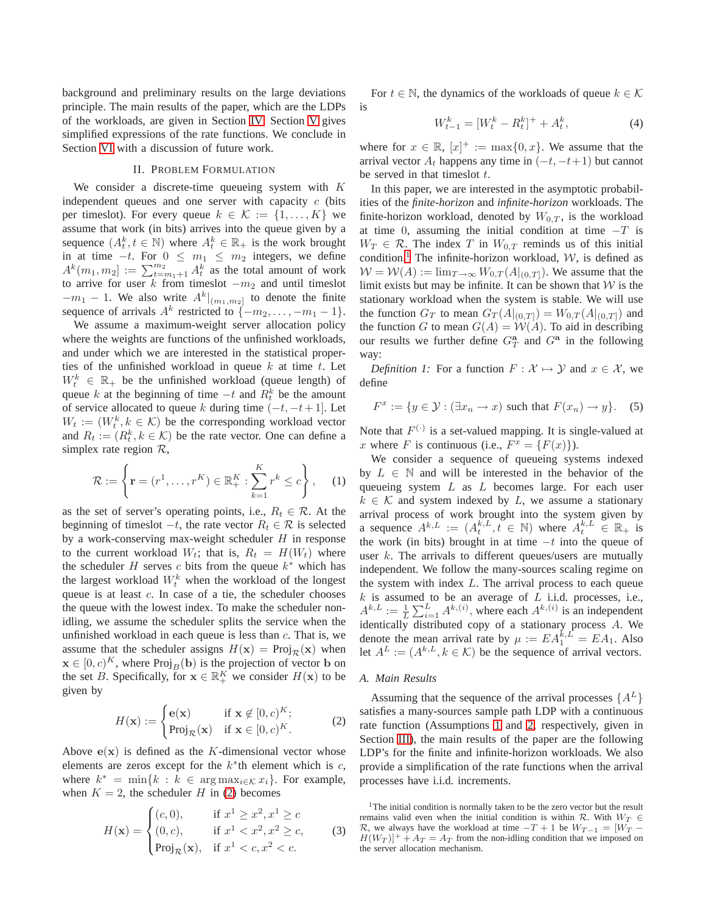background and preliminary results on the large deviations principle. The main results of the paper, which are the LDPs of the workloads, are given in Section IV. Section V gives simplified expressions of the rate functions. We conclude in Section VI with a discussion of future work.

## II. Problem Formulation

We consider a discrete-time queueing system with $K$ independent queues and one server with capacity $c$ (bits per timeslot). For every queue $k \in \mathcal{K} := \{1, \ldots, K\}$ we assume that work (in bits) arrives into the queue given by a sequence $(A_t^k, t \in \mathbb{N})$ where $A_t^k \in \mathbb{R}_+$ is the work brought in at time $-t$. For $0 \le m_1 \le m_2$ integers, we define $A^k(m_1, m_2] := \sum_{t=m_1+1}^{m_2} A_t^k$ as the total amount of work to arrive for user $k$ from timeslot $-m_2$ and until timeslot $-m_1 - 1$. We also write $A^k|_{(m_1,m_2]}$ to denote the finite sequence of arrivals $A^k$ restricted to $\{-m_2, \ldots, -m_1 - 1\}$.

We assume a maximum-weight server allocation policy where the weights are functions of the unfinished workloads, and under which we are interested in the statistical properties of the unfinished workload in queue $k$ at time $t$. Let $W_t^k \in \mathbb{R}_+$ be the unfinished workload (queue length) of queue $k$ at the beginning of time $-t$ and $R_t^k$ be the amount of service allocated to queue $k$ during time $(-t, -t+1]$. Let $W_t := (W_t^k, k \in \mathcal{K})$ be the corresponding workload vector and $R_t := (R_t^k, k \in \mathcal{K})$ be the rate vector. One can define a simplex rate region $\mathcal{R}$,

$$\mathcal{R} := \left\{ \mathbf{r} = (r^1, \ldots, r^K) \in \mathbb{R}_+^K : \sum_{k=1}^{K} r^k \le c \right\}, \quad (1)$$

as the set of server's operating points, i.e., $R_t \in \mathcal{R}$. At the beginning of timeslot $-t$, the rate vector $R_t \in \mathcal{R}$ is selected by a work-conserving max-weight scheduler $H$ in response to the current workload $W_t$; that is, $R_t = H(W_t)$ where the scheduler $H$ serves $c$ bits from the queue $k^*$ which has the largest workload $W_t^k$ when the workload of the longest queue is at least $c$. In case of a tie, the scheduler chooses the queue with the lowest index. To make the scheduler non-idling, we assume the scheduler splits the service when the unfinished workload in each queue is less than $c$. That is, we assume that the scheduler assigns $H(\mathbf{x}) = \mathrm{Proj}_{\mathcal{R}}(\mathbf{x})$ when $\mathbf{x} \in [0, c)^K$, where $\mathrm{Proj}_B(\mathbf{b})$ is the projection of vector $\mathbf{b}$ on the set $B$. Specifically, for $\mathbf{x} \in \mathbb{R}_+^K$ we consider $H(\mathbf{x})$ to be given by

$$H(\mathbf{x}) := \begin{cases} \mathbf{e}(\mathbf{x}) & \text{if } \mathbf{x} \notin [0, c)^K; \\ \mathrm{Proj}_{\mathcal{R}}(\mathbf{x}) & \text{if } \mathbf{x} \in [0, c)^K. \end{cases} \quad (2)$$

Above $\mathbf{e}(\mathbf{x})$ is defined as the $K$-dimensional vector whose elements are zeros except for the $k^*$th element which is $c$, where $k^* = \min\{k : k \in \arg\max_{i \in \mathcal{K}} x_i\}$. For example, when $K = 2$, the scheduler $H$ in (2) becomes

$$H(\mathbf{x}) = \begin{cases} (c, 0), & \text{if } x^1 \ge x^2, x^1 \ge c \\ (0, c), & \text{if } x^1 < x^2, x^2 \ge c, \\ \mathrm{Proj}_{\mathcal{R}}(\mathbf{x}), & \text{if } x^1 < c, x^2 < c. \end{cases} \quad (3)$$

For $t \in \mathbb{N}$, the dynamics of the workloads of queue $k \in \mathcal{K}$ is

$$W_{t-1}^k = [W_t^k - R_t^k]^+ + A_t^k, \quad (4)$$

where for $x \in \mathbb{R}$, $[x]^+ := \max\{0, x\}$. We assume that the arrival vector $A_t$ happens any time in $(-t, -t+1)$ but cannot be served in that timeslot $t$.

In this paper, we are interested in the asymptotic probabilities of the *finite-horizon* and *infinite-horizon* workloads. The finite-horizon workload, denoted by $W_{0,T}$, is the workload at time $0$, assuming the initial condition at time $-T$ is $W_T$. The index $T$ in $W_{0,T}$ reminds us of this initial condition.[1] The infinite-horizon workload, $\mathcal{W}$, is defined as $\mathcal{W} = \mathcal{W}(A) := \lim_{T\to\infty} W_{0,T}(A|_{(0,T]})$. We assume that the limit exists but may be infinite. It can be shown that $\mathcal{W}$ is the stationary workload when the system is stable. We will use the function $G_T$ to mean $G_T(A|_{(0,T]}) = W_{0,T}(A|_{(0,T]})$ and the function $G$ to mean $G(A) = \mathcal{W}(A)$. To aid in describing our results we further define $G_T^{\mathbf{a}}$ and $G^{\mathbf{a}}$ in the following way:

*Definition 1:* For a function $F : \mathcal{X} \mapsto \mathcal{Y}$ and $x \in \mathcal{X}$, we define

$$F^x := \{y \in \mathcal{Y} : (\exists x_n \to x) \text{ such that } F(x_n) \to y\}. \quad (5)$$

Note that $F^{(\cdot)}$ is a set-valued mapping. It is single-valued at $x$ where $F$ is continuous (i.e., $F^x = \{F(x)\}$).

We consider a sequence of queueing systems indexed by $L \in \mathbb{N}$ and will be interested in the behavior of the queueing system $L$ as $L$ becomes large. For each user $k \in \mathcal{K}$ and system indexed by $L$, we assume a stationary arrival process of work brought into the system given by a sequence $A^{k,L} := (A_t^{k,L}, t \in \mathbb{N})$ where $A_t^{k,L} \in \mathbb{R}_+$ is the work (in bits) brought in at time $-t$ into the queue of user $k$. The arrivals to different queues/users are mutually independent. We follow the many-sources scaling regime on the system with index $L$. The arrival process to each queue $k$ is assumed to be an average of $L$ i.i.d. processes, i.e., $A^{k,L} := \frac{1}{L}\sum_{i=1}^{L} A^{k,(i)}$, where each $A^{k,(i)}$ is an independent identically distributed copy of a stationary process $A$. We denote the mean arrival rate by $\mu := EA_1^{k,L} = EA_1$. Also let $A^L := (A^{k,L}, k \in \mathcal{K})$ be the sequence of arrival vectors.

### A. Main Results

Assuming that the sequence of the arrival processes $\{A^L\}$ satisfies a many-sources sample path LDP with a continuous rate function (Assumptions 1 and 2, respectively, given in Section III), the main results of the paper are the following LDP's for the finite and infinite-horizon workloads. We also provide a simplification of the rate functions when the arrival processes have i.i.d. increments.

[1] The initial condition is normally taken to be the zero vector but the result remains valid even when the initial condition is within $\mathcal{R}$. With $W_T \in \mathcal{R}$, we always have the workload at time $-T+1$ be $W_{T-1} = [W_T - H(W_T)]^+ + A_T = A_T$ from the non-idling condition that we imposed on the server allocation mechanism.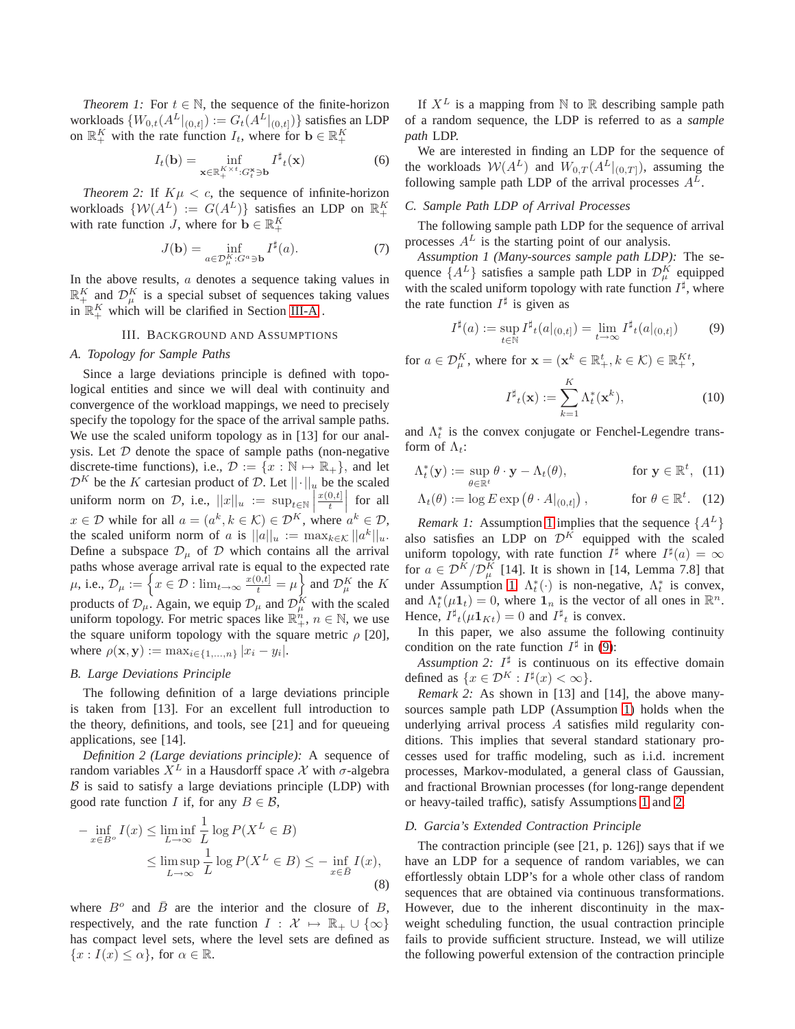*Theorem 1:* For $t \in \mathbb{N}$, the sequence of the finite-horizon workloads $\{W_{0,t}(A^L|_{(0,t]}) := G_t(A^L|_{(0,t]})\}$ satisfies an LDP on $\mathbb{R}_+^K$ with the rate function $I_t$, where for $\mathbf{b} \in \mathbb{R}_+^K$

$$I_t(\mathbf{b}) = \inf_{\mathbf{x} \in \mathbb{R}_+^{K \times t} : G_t^{\mathbf{x}} \ni \mathbf{b}} I^\sharp{}_t(\mathbf{x}) \tag{6}$$

*Theorem 2:* If $K\mu < c$, the sequence of infinite-horizon workloads $\{\mathcal{W}(A^L) := G(A^L)\}$ satisfies an LDP on $\mathbb{R}_+^K$ with rate function $J$, where for $\mathbf{b} \in \mathbb{R}_+^K$

$$J(\mathbf{b}) = \inf_{a \in \mathcal{D}_\mu^K : G^a \ni \mathbf{b}} I^\sharp(a). \tag{7}$$

In the above results, $a$ denotes a sequence taking values in $\mathbb{R}_+^K$ and $\mathcal{D}_\mu^K$ is a special subset of sequences taking values in $\mathbb{R}_+^K$ which will be clarified in Section III-A .

## III. Background and Assumptions

### A. Topology for Sample Paths

Since a large deviations principle is defined with topological entities and since we will deal with continuity and convergence of the workload mappings, we need to precisely specify the topology for the space of the arrival sample paths. We use the scaled uniform topology as in [13] for our analysis. Let $\mathcal{D}$ denote the space of sample paths (non-negative discrete-time functions), i.e., $\mathcal{D} := \{x : \mathbb{N} \mapsto \mathbb{R}_+\}$, and let $\mathcal{D}^K$ be the $K$ cartesian product of $\mathcal{D}$. Let $||\cdot||_u$ be the scaled uniform norm on $\mathcal{D}$, i.e., $||x||_u := \sup_{t\in\mathbb{N}} \left|\frac{x(0,t]}{t}\right|$ for all $x \in \mathcal{D}$ and for all $a = (a^k, k \in \mathcal{K}) \in \mathcal{D}^K$, where $a^k \in \mathcal{D}$, the scaled uniform norm of $a$ is $||a||_u := \max_{k\in\mathcal{K}} ||a^k||_u$. Define a subspace $\mathcal{D}_\mu$ of $\mathcal{D}$ which contains all the arrival paths whose average arrival rate is equal to the expected rate $\mu$, i.e., $\mathcal{D}_\mu := \left\{x \in \mathcal{D} : \lim_{t\to\infty} \frac{x(0,t]}{t} = \mu\right\}$ and $\mathcal{D}_\mu^K$ the $K$ products of $\mathcal{D}_\mu$. Again, we equip $\mathcal{D}_\mu$ and $\mathcal{D}_\mu^K$ with the scaled uniform topology. For metric spaces like $\mathbb{R}_+^n$, $n \in \mathbb{N}$, we use the square uniform topology with the square metric $\rho$ [20], where $\rho(\mathbf{x}, \mathbf{y}) := \max_{i\in\{1,\ldots,n\}} |x_i - y_i|$.

### B. Large Deviations Principle

The following definition of a large deviations principle is taken from [13]. For an excellent full introduction to the theory, definitions, and tools, see [21] and for queueing applications, see [14].

*Definition 2 (Large deviations principle):* A sequence of random variables $X^L$ in a Hausdorff space $\mathcal{X}$ with $\sigma$-algebra $\mathcal{B}$ is said to satisfy a large deviations principle (LDP) with good rate function $I$ if, for any $B \in \mathcal{B}$,

$$\begin{aligned} -\inf_{x\in B^o} I(x) &\le \liminf_{L\to\infty} \frac{1}{L} \log P(X^L \in B) \\ &\le \limsup_{L\to\infty} \frac{1}{L} \log P(X^L \in B) \le -\inf_{x \in \bar{B}} I(x), \end{aligned} \tag{8}$$

where $B^o$ and $\bar{B}$ are the interior and the closure of $B$, respectively, and the rate function $I : \mathcal{X} \mapsto \mathbb{R}_+ \cup \{\infty\}$ has compact level sets, where the level sets are defined as $\{x : I(x) \le \alpha\}$, for $\alpha \in \mathbb{R}$.

If $X^L$ is a mapping from $\mathbb{N}$ to $\mathbb{R}$ describing sample path of a random sequence, the LDP is referred to as a *sample path* LDP.

We are interested in finding an LDP for the sequence of the workloads $\mathcal{W}(A^L)$ and $W_{0,T}(A^L|_{(0,T]})$, assuming the following sample path LDP of the arrival processes $A^L$.

### C. Sample Path LDP of Arrival Processes

The following sample path LDP for the sequence of arrival processes $A^L$ is the starting point of our analysis.

*Assumption 1 (Many-sources sample path LDP):* The sequence $\{A^L\}$ satisfies a sample path LDP in $\mathcal{D}_\mu^K$ equipped with the scaled uniform topology with rate function $I^\sharp$, where the rate function $I^\sharp$ is given as

$$I^\sharp(a) := \sup_{t\in\mathbb{N}} I^\sharp{}_t(a|_{(0,t]}) = \lim_{t\to\infty} I^\sharp{}_t(a|_{(0,t]}) \tag{9}$$

for $a \in \mathcal{D}_\mu^K$, where for $\mathbf{x} = (\mathbf{x}^k \in \mathbb{R}_+^t, k \in \mathcal{K}) \in \mathbb{R}_+^{Kt}$,

$$I^\sharp{}_t(\mathbf{x}) := \sum_{k=1}^K \Lambda_t^*(\mathbf{x}^k), \tag{10}$$

and $\Lambda_t^*$ is the convex conjugate or Fenchel-Legendre transform of $\Lambda_t$:

$$\Lambda_t^*(\mathbf{y}) := \sup_{\theta\in\mathbb{R}^t} \theta \cdot \mathbf{y} - \Lambda_t(\theta), \qquad \text{for } \mathbf{y} \in \mathbb{R}^t, \tag{11}$$

$$\Lambda_t(\theta) := \log E \exp\left(\theta \cdot A|_{(0,t]}\right), \qquad \text{for } \theta \in \mathbb{R}^t. \tag{12}$$

*Remark 1:* Assumption 1 implies that the sequence $\{A^L\}$ also satisfies an LDP on $\mathcal{D}^K$ equipped with the scaled uniform topology, with rate function $I^\sharp$ where $I^\sharp(a) = \infty$ for $a \in \mathcal{D}^K / \mathcal{D}_\mu^K$ [14]. It is shown in [14, Lemma 7.8] that under Assumption 1, $\Lambda_t^*(\cdot)$ is non-negative, $\Lambda_t^*$ is convex, and $\Lambda_t^*(\mu \mathbf{1}_t) = 0$, where $\mathbf{1}_n$ is the vector of all ones in $\mathbb{R}^n$. Hence, $I^\sharp{}_t(\mu \mathbf{1}_{Kt}) = 0$ and $I^\sharp{}_t$ is convex.

In this paper, we also assume the following continuity condition on the rate function $I^\sharp$ in (9):

*Assumption 2:* $I^\sharp$ is continuous on its effective domain defined as $\{x \in \mathcal{D}^K : I^\sharp(x) < \infty\}$.

*Remark 2:* As shown in [13] and [14], the above many-sources sample path LDP (Assumption 1) holds when the underlying arrival process $A$ satisfies mild regularity conditions. This implies that several standard stationary processes used for traffic modeling, such as i.i.d. increment processes, Markov-modulated, a general class of Gaussian, and fractional Brownian processes (for long-range dependent or heavy-tailed traffic), satisfy Assumptions 1 and 2.

### D. Garcia's Extended Contraction Principle

The contraction principle (see [21, p. 126]) says that if we have an LDP for a sequence of random variables, we can effortlessly obtain LDP's for a whole other class of random sequences that are obtained via continuous transformations. However, due to the inherent discontinuity in the max-weight scheduling function, the usual contraction principle fails to provide sufficient structure. Instead, we will utilize the following powerful extension of the contraction principle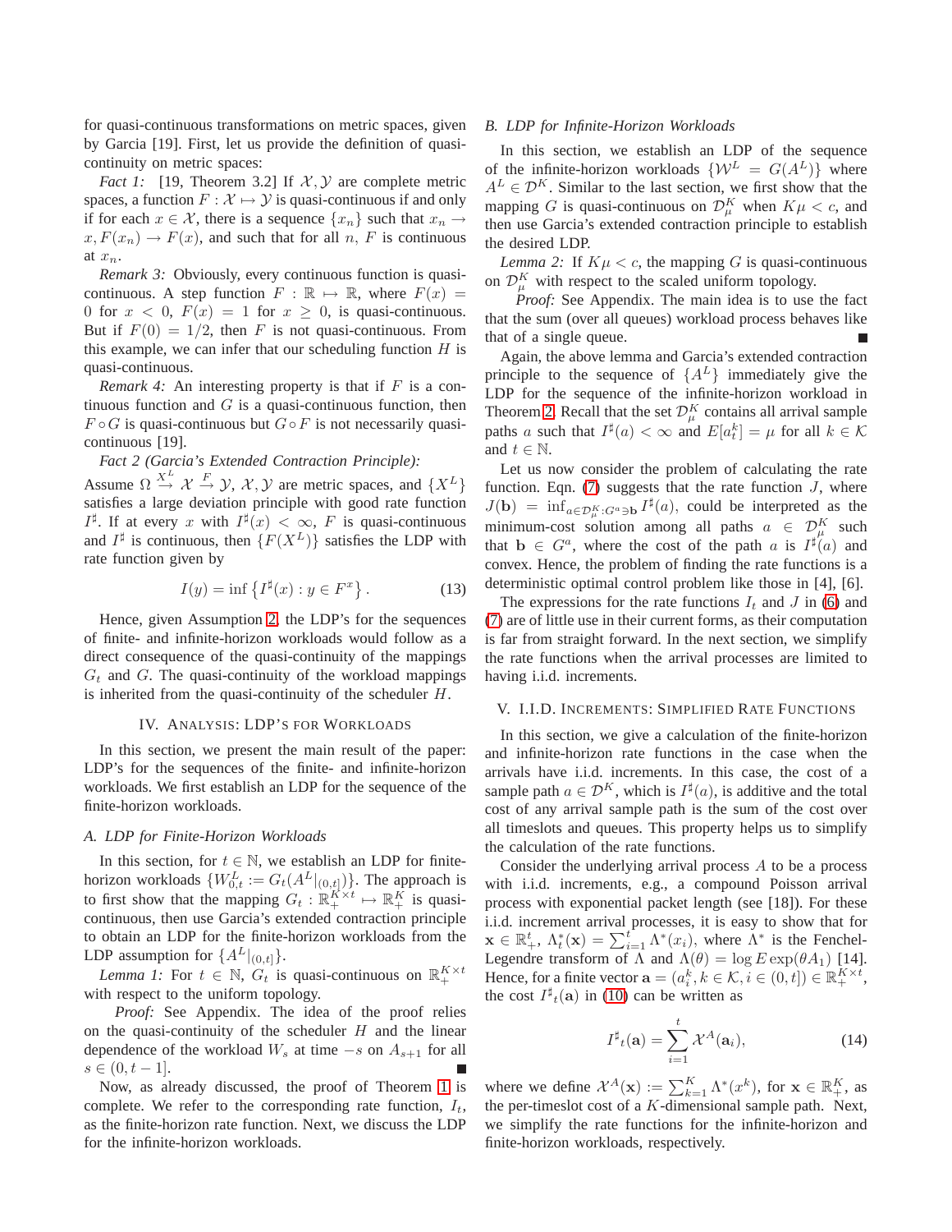for quasi-continuous transformations on metric spaces, given by Garcia [19]. First, let us provide the definition of quasi-continuity on metric spaces:

*Fact 1:* [19, Theorem 3.2] If $\mathcal{X}, \mathcal{Y}$ are complete metric spaces, a function $F : \mathcal{X} \mapsto \mathcal{Y}$ is quasi-continuous if and only if for each $x \in \mathcal{X}$, there is a sequence $\{x_n\}$ such that $x_n \to x, F(x_n) \to F(x)$, and such that for all $n$, $F$ is continuous at $x_n$.

*Remark 3:* Obviously, every continuous function is quasi-continuous. A step function $F : \mathbb{R} \mapsto \mathbb{R}$, where $F(x) = 0$ for $x < 0$, $F(x) = 1$ for $x \geq 0$, is quasi-continuous. But if $F(0) = 1/2$, then $F$ is not quasi-continuous. From this example, we can infer that our scheduling function $H$ is quasi-continuous.

*Remark 4:* An interesting property is that if $F$ is a continuous function and $G$ is a quasi-continuous function, then $F \circ G$ is quasi-continuous but $G \circ F$ is not necessarily quasi-continuous [19].

*Fact 2 (Garcia's Extended Contraction Principle):* Assume $\Omega \overset{X^L}{\to} \mathcal{X} \overset{F}{\to} \mathcal{Y}$, $\mathcal{X}, \mathcal{Y}$ are metric spaces, and $\{X^L\}$ satisfies a large deviation principle with good rate function $I^\sharp$. If at every $x$ with $I^\sharp(x) < \infty$, $F$ is quasi-continuous and $I^\sharp$ is continuous, then $\{F(X^L)\}$ satisfies the LDP with rate function given by

$$I(y) = \inf\left\{I^\sharp(x) : y \in F^x\right\}. \tag{13}$$

Hence, given Assumption 2, the LDP's for the sequences of finite- and infinite-horizon workloads would follow as a direct consequence of the quasi-continuity of the mappings $G_t$ and $G$. The quasi-continuity of the workload mappings is inherited from the quasi-continuity of the scheduler $H$.

## IV. Analysis: LDP's for Workloads

In this section, we present the main result of the paper: LDP's for the sequences of the finite- and infinite-horizon workloads. We first establish an LDP for the sequence of the finite-horizon workloads.

### A. LDP for Finite-Horizon Workloads

In this section, for $t \in \mathbb{N}$, we establish an LDP for finite-horizon workloads $\{W_{0,t}^L := G_t(A^L|_{(0,t]})\}$. The approach is to first show that the mapping $G_t : \mathbb{R}_+^{K\times t} \mapsto \mathbb{R}_+^K$ is quasi-continuous, then use Garcia's extended contraction principle to obtain an LDP for the finite-horizon workloads from the LDP assumption for $\{A^L|_{(0,t]}\}$.

*Lemma 1:* For $t \in \mathbb{N}$, $G_t$ is quasi-continuous on $\mathbb{R}_+^{K\times t}$ with respect to the uniform topology.

*Proof:* See Appendix. The idea of the proof relies on the quasi-continuity of the scheduler $H$ and the linear dependence of the workload $W_s$ at time $-s$ on $A_{s+1}$ for all $s \in (0, t-1]$. ∎

Now, as already discussed, the proof of Theorem 1 is complete. We refer to the corresponding rate function, $I_t$, as the finite-horizon rate function. Next, we discuss the LDP for the infinite-horizon workloads.

### B. LDP for Infinite-Horizon Workloads

In this section, we establish an LDP of the sequence of the infinite-horizon workloads $\{\mathcal{W}^L = G(A^L)\}$ where $A^L \in \mathcal{D}^K$. Similar to the last section, we first show that the mapping $G$ is quasi-continuous on $\mathcal{D}_\mu^K$ when $K\mu < c$, and then use Garcia's extended contraction principle to establish the desired LDP.

*Lemma 2:* If $K\mu < c$, the mapping $G$ is quasi-continuous on $\mathcal{D}_\mu^K$ with respect to the scaled uniform topology.

*Proof:* See Appendix. The main idea is to use the fact that the sum (over all queues) workload process behaves like that of a single queue. ∎

Again, the above lemma and Garcia's extended contraction principle to the sequence of $\{A^L\}$ immediately give the LDP for the sequence of the infinite-horizon workload in Theorem 2. Recall that the set $\mathcal{D}_\mu^K$ contains all arrival sample paths $a$ such that $I^\sharp(a) < \infty$ and $E[a_t^k] = \mu$ for all $k \in \mathcal{K}$ and $t \in \mathbb{N}$.

Let us now consider the problem of calculating the rate function. Eqn. (7) suggests that the rate function $J$, where $J(\mathbf{b}) = \inf_{a\in\mathcal{D}_\mu^K : G^a \ni \mathbf{b}} I^\sharp(a)$, could be interpreted as the minimum-cost solution among all paths $a \in \mathcal{D}_\mu^K$ such that $\mathbf{b} \in G^a$, where the cost of the path $a$ is $I^\sharp(a)$ and convex. Hence, the problem of finding the rate functions is a deterministic optimal control problem like those in [4], [6].

The expressions for the rate functions $I_t$ and $J$ in (6) and (7) are of little use in their current forms, as their computation is far from straight forward. In the next section, we simplify the rate functions when the arrival processes are limited to having i.i.d. increments.

## V. I.I.D. Increments: Simplified Rate Functions

In this section, we give a calculation of the finite-horizon and infinite-horizon rate functions in the case when the arrivals have i.i.d. increments. In this case, the cost of a sample path $a \in \mathcal{D}^K$, which is $I^\sharp(a)$, is additive and the total cost of any arrival sample path is the sum of the cost over all timeslots and queues. This property helps us to simplify the calculation of the rate functions.

Consider the underlying arrival process $A$ to be a process with i.i.d. increments, e.g., a compound Poisson arrival process with exponential packet length (see [18]). For these i.i.d. increment arrival processes, it is easy to show that for $\mathbf{x} \in \mathbb{R}_+^t$, $\Lambda_t^*(\mathbf{x}) = \sum_{i=1}^t \Lambda^*(x_i)$, where $\Lambda^*$ is the Fenchel-Legendre transform of $\Lambda$ and $\Lambda(\theta) = \log E\exp(\theta A_1)$ [14]. Hence, for a finite vector $\mathbf{a} = (a_i^k, k \in \mathcal{K}, i \in (0,t]) \in \mathbb{R}_+^{K\times t}$, the cost $I^\sharp{}_t(\mathbf{a})$ in (10) can be written as

$$I^\sharp{}_t(\mathbf{a}) = \sum_{i=1}^t \mathcal{X}^A(\mathbf{a}_i), \tag{14}$$

where we define $\mathcal{X}^A(\mathbf{x}) := \sum_{k=1}^K \Lambda^*(x^k)$, for $\mathbf{x} \in \mathbb{R}_+^K$, as the per-timeslot cost of a $K$-dimensional sample path. Next, we simplify the rate functions for the infinite-horizon and finite-horizon workloads, respectively.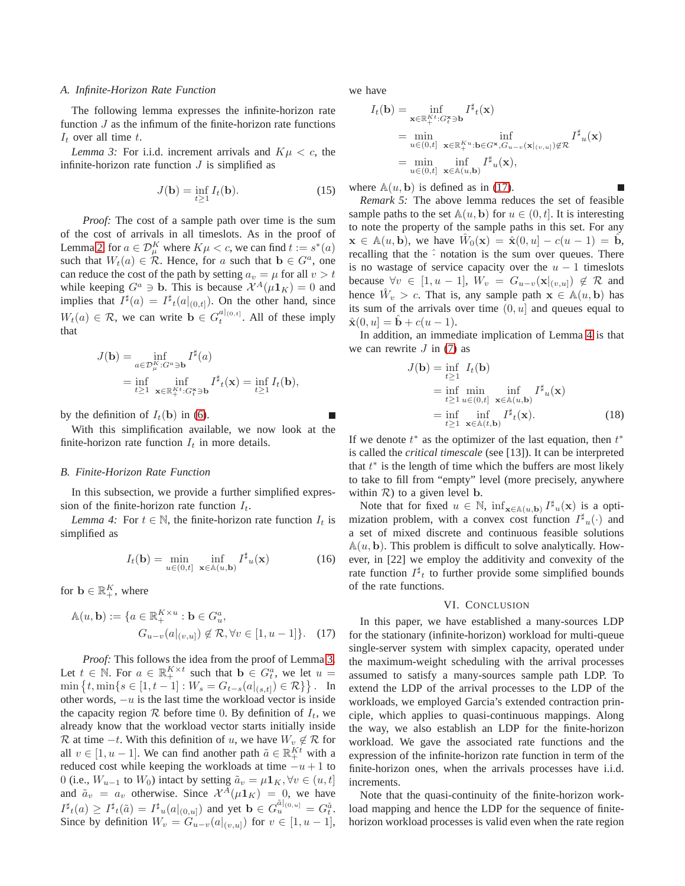### A. Infinite-Horizon Rate Function

The following lemma expresses the infinite-horizon rate function $J$ as the infimum of the finite-horizon rate functions $I_t$ over all time $t$.

*Lemma 3:* For i.i.d. increment arrivals and $K\mu < c$, the infinite-horizon rate function $J$ is simplified as

$$J(\mathbf{b}) = \inf_{t\geq 1} I_t(\mathbf{b}). \tag{15}$$

*Proof:* The cost of a sample path over time is the sum of the cost of arrivals in all timeslots. As in the proof of Lemma 2, for $a \in \mathcal{D}_\mu^K$ where $K\mu < c$, we can find $t := s^*(a)$ such that $W_t(a) \in \mathcal{R}$. Hence, for $a$ such that $\mathbf{b} \in G^a$, one can reduce the cost of the path by setting $a_v = \mu$ for all $v > t$ while keeping $G^a \ni \mathbf{b}$. This is because $\mathcal{X}^A(\mu \mathbf{1}_K) = 0$ and implies that $I^\sharp(a) = I^\sharp{}_t(a|_{(0,t]})$. On the other hand, since $W_t(a) \in \mathcal{R}$, we can write $\mathbf{b} \in G_t^{a|_{(0,t]}}$. All of these imply that

$$\begin{aligned} J(\mathbf{b}) &= \inf_{a\in\mathcal{D}_\mu^K : G^a \ni \mathbf{b}} I^\sharp(a) \\ &= \inf_{t\geq 1} \inf_{\mathbf{x}\in\mathbb{R}_+^{Kt}: G_t^{\mathbf{x}} \ni \mathbf{b}} I^\sharp{}_t(\mathbf{x}) = \inf_{t\geq 1} I_t(\mathbf{b}), \end{aligned}$$

by the definition of $I_t(\mathbf{b})$ in (6). ∎

With this simplification available, we now look at the finite-horizon rate function $I_t$ in more details.

### B. Finite-Horizon Rate Function

In this subsection, we provide a further simplified expression of the finite-horizon rate function $I_t$.

*Lemma 4:* For $t \in \mathbb{N}$, the finite-horizon rate function $I_t$ is simplified as

$$I_t(\mathbf{b}) = \min_{u\in(0,t]} \inf_{\mathbf{x}\in\mathbb{A}(u,\mathbf{b})} I^\sharp{}_u(\mathbf{x}) \tag{16}$$

for $\mathbf{b} \in \mathbb{R}_+^K$, where

$$\begin{aligned} \mathbb{A}(u, \mathbf{b}) := \{a \in \mathbb{R}_+^{K\times u} &: \mathbf{b} \in G_u^a, \\ &G_{u-v}(a|_{(v,u]}) \notin \mathcal{R}, \forall v \in [1, u-1]\}. \end{aligned} \tag{17}$$

*Proof:* This follows the idea from the proof of Lemma 3. Let $t \in \mathbb{N}$. For $a \in \mathbb{R}_+^{K\times t}$ such that $\mathbf{b} \in G_t^a$, we let $u = \min\left\{t, \min\{s \in [1, t-1] : W_s = G_{t-s}(a|_{(s,t]}) \in \mathcal{R}\}\right\}$. In other words, $-u$ is the last time the workload vector is inside the capacity region $\mathcal{R}$ before time 0. By definition of $I_t$, we already know that the workload vector starts initially inside $\mathcal{R}$ at time $-t$. With this definition of $u$, we have $W_v \notin \mathcal{R}$ for all $v \in [1, u-1]$. We can find another path $\tilde{a} \in \mathbb{R}_+^{Kt}$ with a reduced cost while keeping the workloads at time $-u+1$ to 0 (i.e., $W_{u-1}$ to $W_0$) intact by setting $\tilde{a}_v = \mu \mathbf{1}_K, \forall v \in (u, t]$ and $\tilde{a}_v = a_v$ otherwise. Since $\mathcal{X}^A(\mu\mathbf{1}_K) = 0$, we have $I^\sharp{}_t(a) \geq I^\sharp{}_t(\tilde{a}) = I^\sharp{}_u(a|_{(0,u]})$ and yet $\mathbf{b} \in G_u^{\tilde{a}|_{(0,u]}} = G_t^{\tilde{a}}$. Since by definition $W_v = G_{u-v}(a|_{(v,u]})$ for $v \in [1, u-1]$, we have

$$\begin{aligned} I_t(\mathbf{b}) &= \inf_{\mathbf{x}\in\mathbb{R}_+^{Kt}: G_t^{\mathbf{x}} \ni \mathbf{b}} I^\sharp{}_t(\mathbf{x}) \\ &= \min_{u\in(0,t]} \inf_{\mathbf{x}\in\mathbb{R}_+^{Ku}: \mathbf{b}\in G^{\mathbf{x}}, G_{u-v}(\mathbf{x}|_{(v,u]})\notin\mathcal{R}} I^\sharp{}_u(\mathbf{x}) \\ &= \min_{u\in(0,t]} \inf_{\mathbf{x}\in\mathbb{A}(u,\mathbf{b})} I^\sharp{}_u(\mathbf{x}), \end{aligned}$$

where $\mathbb{A}(u, \mathbf{b})$ is defined as in (17). ∎

*Remark 5:* The above lemma reduces the set of feasible sample paths to the set $\mathbb{A}(u, \mathbf{b})$ for $u \in (0, t]$. It is interesting to note the property of the sample paths in this set. For any $\mathbf{x} \in \mathbb{A}(u, \mathbf{b})$, we have $\hat{W}_0(\mathbf{x}) = \hat{\mathbf{x}}(0, u] - c(u-1) = \hat{\mathbf{b}}$, recalling that the $\hat{}$ notation is the sum over queues. There is no wastage of service capacity over the $u-1$ timeslots because $\forall v \in [1, u-1]$, $W_v = G_{u-v}(\mathbf{x}|_{(v,u]}) \notin \mathcal{R}$ and hence $\hat{W}_v > c$. That is, any sample path $\mathbf{x} \in \mathbb{A}(u, \mathbf{b})$ has its sum of the arrivals over time $(0, u]$ and queues equal to $\hat{\mathbf{x}}(0, u] = \hat{\mathbf{b}} + c(u-1)$.

In addition, an immediate implication of Lemma 4 is that we can rewrite $J$ in (7) as

$$\begin{aligned} J(\mathbf{b}) &= \inf_{t\geq 1} \; I_t(\mathbf{b}) \\ &= \inf_{t\geq 1} \min_{u\in(0,t]} \inf_{\mathbf{x}\in\mathbb{A}(u,\mathbf{b})} I^\sharp{}_u(\mathbf{x}) \\ &= \inf_{t\geq 1} \inf_{\mathbf{x}\in\mathbb{A}(t,\mathbf{b})} I^\sharp{}_t(\mathbf{x}). \end{aligned} \tag{18}$$

If we denote $t^*$ as the optimizer of the last equation, then $t^*$ is called the *critical timescale* (see [13]). It can be interpreted that $t^*$ is the length of time which the buffers are most likely to take to fill from "empty" level (more precisely, anywhere within $\mathcal{R}$) to a given level $\mathbf{b}$.

Note that for fixed $u \in \mathbb{N}$, $\inf_{\mathbf{x}\in\mathbb{A}(u,\mathbf{b})} I^\sharp{}_u(\mathbf{x})$ is a optimization problem, with a convex cost function $I^\sharp{}_u(\cdot)$ and a set of mixed discrete and continuous feasible solutions $\mathbb{A}(u, \mathbf{b})$. This problem is difficult to solve analytically. However, in [22] we employ the additivity and convexity of the rate function $I^\sharp{}_t$ to further provide some simplified bounds of the rate functions.

## VI. Conclusion

In this paper, we have established a many-sources LDP for the stationary (infinite-horizon) workload for multi-queue single-server system with simplex capacity, operated under the maximum-weight scheduling with the arrival processes assumed to satisfy a many-sources sample path LDP. To extend the LDP of the arrival processes to the LDP of the workloads, we employed Garcia's extended contraction principle, which applies to quasi-continuous mappings. Along the way, we also establish an LDP for the finite-horizon workload. We gave the associated rate functions and the expression of the infinite-horizon rate function in term of the finite-horizon ones, when the arrivals processes have i.i.d. increments.

Note that the quasi-continuity of the finite-horizon workload mapping and hence the LDP for the sequence of finite-horizon workload processes is valid even when the rate region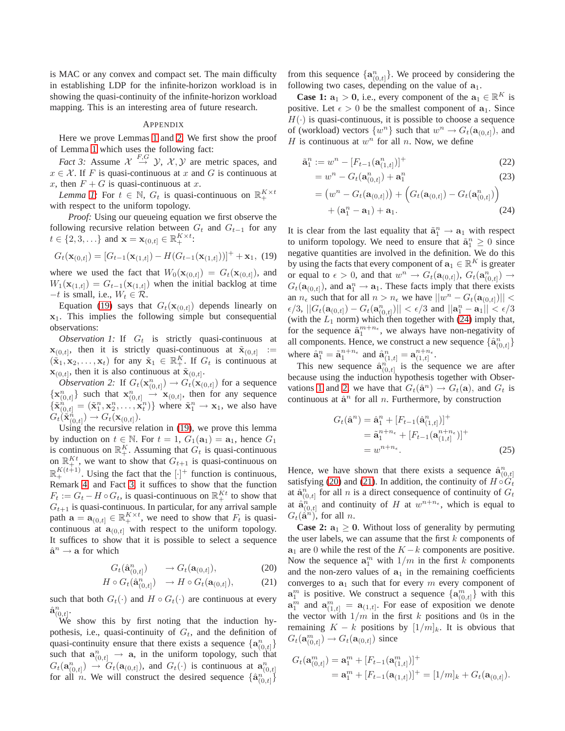is MAC or any convex and compact set. The main difficulty in establishing LDP for the infinite-horizon workload is in showing the quasi-continuity of the infinite-horizon workload mapping. This is an interesting area of future research.

## Appendix

Here we prove Lemmas 1 and 2. We first show the proof of Lemma 1 which uses the following fact:

*Fact 3:* Assume $\mathcal{X} \overset{F,G}{\to} \mathcal{Y}$, $\mathcal{X}, \mathcal{Y}$ are metric spaces, and $x \in \mathcal{X}$. If $F$ is quasi-continuous at $x$ and $G$ is continuous at $x$, then $F + G$ is quasi-continuous at $x$.

*Lemma 1:* For $t \in \mathbb{N}$, $G_t$ is quasi-continuous on $\mathbb{R}_+^{K \times t}$ with respect to the uniform topology.

*Proof:* Using our queueing equation we first observe the following recursive relation between $G_t$ and $G_{t-1}$ for any $t \in \{2, 3, \ldots\}$ and $\mathbf{x} = \mathbf{x}_{(0,t]} \in \mathbb{R}_+^{K \times t}$:

$$G_t(\mathbf{x}_{(0,t]}) = [G_{t-1}(\mathbf{x}_{(1,t]}) - H(G_{t-1}(\mathbf{x}_{(1,t]}))]^+ + \mathbf{x}_1, \quad (19)$$

where we used the fact that $W_0(\mathbf{x}_{(0,t]}) = G_t(\mathbf{x}_{(0,t]})$, and $W_1(\mathbf{x}_{(1,t]}) = G_{t-1}(\mathbf{x}_{(1,t]})$ when the initial backlog at time $-t$ is small, i.e., $W_t \in \mathcal{R}$.

Equation (19) says that $G_t(\mathbf{x}_{(0,t]})$ depends linearly on $\mathbf{x}_1$. This implies the following simple but consequential observations:

*Observation 1:* If $G_t$ is strictly quasi-continuous at $\mathbf{x}_{(0,t]}$, then it is strictly quasi-continuous at $\tilde{\mathbf{x}}_{(0,t]} := (\tilde{\mathbf{x}}_1, \mathbf{x}_2, \ldots, \mathbf{x}_t)$ for any $\tilde{\mathbf{x}}_1 \in \mathbb{R}_+^K$. If $G_t$ is continuous at $\mathbf{x}_{(0,t]}$, then it is also continuous at $\tilde{\mathbf{x}}_{(0,t]}$.

*Observation 2:* If $G_t(\mathbf{x}^n_{(0,t]}) \to G_t(\mathbf{x}_{(0,t]})$ for a sequence $\{\mathbf{x}^n_{(0,t]}\}$ such that $\mathbf{x}^n_{(0,t]} \to \mathbf{x}_{(0,t]}$, then for any sequence $\{\tilde{\mathbf{x}}^n_{(0,t]} = (\tilde{\mathbf{x}}^n_1, \mathbf{x}^n_2, \ldots, \mathbf{x}^n_t)\}$ where $\tilde{\mathbf{x}}^n_1 \to \mathbf{x}_1$, we also have $G_t(\tilde{\mathbf{x}}^n_{(0,t]}) \to G_t(\mathbf{x}_{(0,t]})$.

Using the recursive relation in (19), we prove this lemma by induction on $t \in \mathbb{N}$. For $t = 1$, $G_1(\mathbf{a}_1) = \mathbf{a}_1$, hence $G_1$ is continuous on $\mathbb{R}_+^K$. Assuming that $G_t$ is quasi-continuous on $\mathbb{R}_+^{Kt}$, we want to show that $G_{t+1}$ is quasi-continuous on $\mathbb{R}_+^{K(t+1)}$. Using the fact that the $[\cdot]^+$ function is continuous, Remark 4 and Fact 3, it suffices to show that the function $F_t := G_t - H \circ G_t$, is quasi-continuous on $\mathbb{R}_+^{Kt}$ to show that $G_{t+1}$ is quasi-continuous. In particular, for any arrival sample path $\mathbf{a} = \mathbf{a}_{(0,t]} \in \mathbb{R}_+^{K \times t}$, we need to show that $F_t$ is quasi-continuous at $\mathbf{a}_{(0,t]}$ with respect to the uniform topology. It suffices to show that it is possible to select a sequence $\hat{\mathbf{a}}^n \to \mathbf{a}$ for which

$$G_t(\hat{\mathbf{a}}^n_{(0,t]}) \quad \to G_t(\mathbf{a}_{(0,t]}), \quad (20)$$
$$H \circ G_t(\hat{\mathbf{a}}^n_{(0,t]}) \quad \to H \circ G_t(\mathbf{a}_{(0,t]}), \quad (21)$$

such that both $G_t(\cdot)$ and $H \circ G_t(\cdot)$ are continuous at every $\hat{\mathbf{a}}^n_{(0,t]}$.

We show this by first noting that the induction hypothesis, i.e., quasi-continuity of $G_t$, and the definition of quasi-continuity ensure that there exists a sequence $\{\mathbf{a}^n_{(0,t]}\}$ such that $\mathbf{a}^n_{(0,t]} \to \mathbf{a}$, in the uniform topology, such that $G_t(\mathbf{a}^n_{(0,t]}) \to G_t(\mathbf{a}_{(0,t]})$, and $G_t(\cdot)$ is continuous at $\mathbf{a}^n_{(0,t]}$ for all $n$. We will construct the desired sequence $\{\hat{\mathbf{a}}^n_{(0,t]}\}$ from this sequence $\{\mathbf{a}^n_{(0,t]}\}$. We proceed by considering the following two cases, depending on the value of $\mathbf{a}_1$.

**Case 1:** $\mathbf{a}_1 > \mathbf{0}$, i.e., every component of the $\mathbf{a}_1 \in \mathbb{R}^K$ is positive. Let $\epsilon > 0$ be the smallest component of $\mathbf{a}_1$. Since $H(\cdot)$ is quasi-continuous, it is possible to choose a sequence of (workload) vectors $\{w^n\}$ such that $w^n \to G_t(\mathbf{a}_{(0,t]})$, and $H$ is continuous at $w^n$ for all $n$. Now, we define

$$\begin{aligned}
\tilde{\mathbf{a}}^n_1 &:= w^n - [F_{t-1}(\mathbf{a}^n_{(1,t]})]^+ && (22)\\
&= w^n - G_t(\mathbf{a}^n_{(0,t]}) + \mathbf{a}^n_1 && (23)\\
&= \left(w^n - G_t(\mathbf{a}_{(0,t]})\right) + \left(G_t(\mathbf{a}_{(0,t]}) - G_t(\mathbf{a}^n_{(0,t]})\right) \\
&\quad + (\mathbf{a}^n_1 - \mathbf{a}_1) + \mathbf{a}_1. && (24)
\end{aligned}$$

It is clear from the last equality that $\tilde{\mathbf{a}}^n_1 \to \mathbf{a}_1$ with respect to uniform topology. We need to ensure that $\tilde{\mathbf{a}}^n_1 \geq 0$ since negative quantities are involved in the definition. We do this by using the facts that every component of $\mathbf{a}_1 \in \mathbb{R}^K$ is greater or equal to $\epsilon > 0$, and that $w^n \to G_t(\mathbf{a}_{(0,t]})$, $G_t(\mathbf{a}^n_{(0,t]}) \to G_t(\mathbf{a}_{(0,t]})$, and $\mathbf{a}^n_1 \to \mathbf{a}_1$. These facts imply that there exists an $n_\epsilon$ such that for all $n > n_\epsilon$ we have $||w^n - G_t(\mathbf{a}_{(0,t]})|| < \epsilon/3$, $||G_t(\mathbf{a}_{(0,t]}) - G_t(\mathbf{a}^n_{(0,t]})|| < \epsilon/3$ and $||\mathbf{a}^n_1 - \mathbf{a}_1|| < \epsilon/3$ (with the $L_1$ norm) which then together with (24) imply that, for the sequence $\tilde{\mathbf{a}}^{m+n_\epsilon}_1$, we always have non-negativity of all components. Hence, we construct a new sequence $\{\hat{\mathbf{a}}^n_{(0,t]}\}$ where $\hat{\mathbf{a}}^n_1 = \tilde{\mathbf{a}}^{n+n_\epsilon}_1$ and $\hat{\mathbf{a}}^n_{(1,t]} = \mathbf{a}^{n+n_\epsilon}_{(1,t]}$.

This new sequence $\hat{\mathbf{a}}^n_{(0,t]}$ is the sequence we are after because using the induction hypothesis together with Observations 1 and 2, we have that $G_t(\hat{\mathbf{a}}^n) \to G_t(\mathbf{a})$, and $G_t$ is continuous at $\hat{\mathbf{a}}^n$ for all $n$. Furthermore, by construction

$$\begin{aligned}
G_t(\hat{\mathbf{a}}^n) &= \hat{\mathbf{a}}^n_1 + [F_{t-1}(\hat{\mathbf{a}}^n_{(1,t]})]^+ \\
&= \tilde{\mathbf{a}}^{n+n_\epsilon}_1 + [F_{t-1}(\mathbf{a}^{n+n_\epsilon}_{(1,t]})]^+ \\
&= w^{n+n_\epsilon}. && (25)
\end{aligned}$$

Hence, we have shown that there exists a sequence $\hat{\mathbf{a}}^n_{(0,t]}$ satisfying (20) and (21). In addition, the continuity of $H \circ G_t$ at $\hat{\mathbf{a}}^n_{(0,t]}$ for all $n$ is a direct consequence of continuity of $G_t$ at $\hat{\mathbf{a}}^n_{(0,t]}$ and continuity of $H$ at $w^{n+n_\epsilon}$, which is equal to $G_t(\hat{\mathbf{a}}^n)$, for all $n$.

**Case 2:** $\mathbf{a}_1 \geq \mathbf{0}$. Without loss of generality by permuting the user labels, we can assume that the first $k$ components of $\mathbf{a}_1$ are 0 while the rest of the $K-k$ components are positive. Now the sequence $\mathbf{a}^m_1$ with $1/m$ in the first $k$ components and the non-zero values of $\mathbf{a}_1$ in the remaining coefficients converges to $\mathbf{a}_1$ such that for every $m$ every component of $\mathbf{a}^m_1$ is positive. We construct a sequence $\{\mathbf{a}^m_{(0,t]}\}$ with this $\mathbf{a}^m_1$ and $\mathbf{a}^m_{(1,t]} = \mathbf{a}_{(1,t]}$. For ease of exposition we denote the vector with $1/m$ in the first $k$ positions and 0s in the remaining $K-k$ positions by $[1/m]_k$. It is obvious that $G_t(\mathbf{a}^m_{(0,t]}) \to G_t(\mathbf{a}_{(0,t]})$ since

$$\begin{aligned}
G_t(\mathbf{a}^m_{(0,t]}) &= \mathbf{a}^m_1 + [F_{t-1}(\mathbf{a}^m_{(1,t]})]^+ \\
&= \mathbf{a}^m_1 + [F_{t-1}(\mathbf{a}_{(1,t]})]^+ = [1/m]_k + G_t(\mathbf{a}_{(0,t]}).
\end{aligned}$$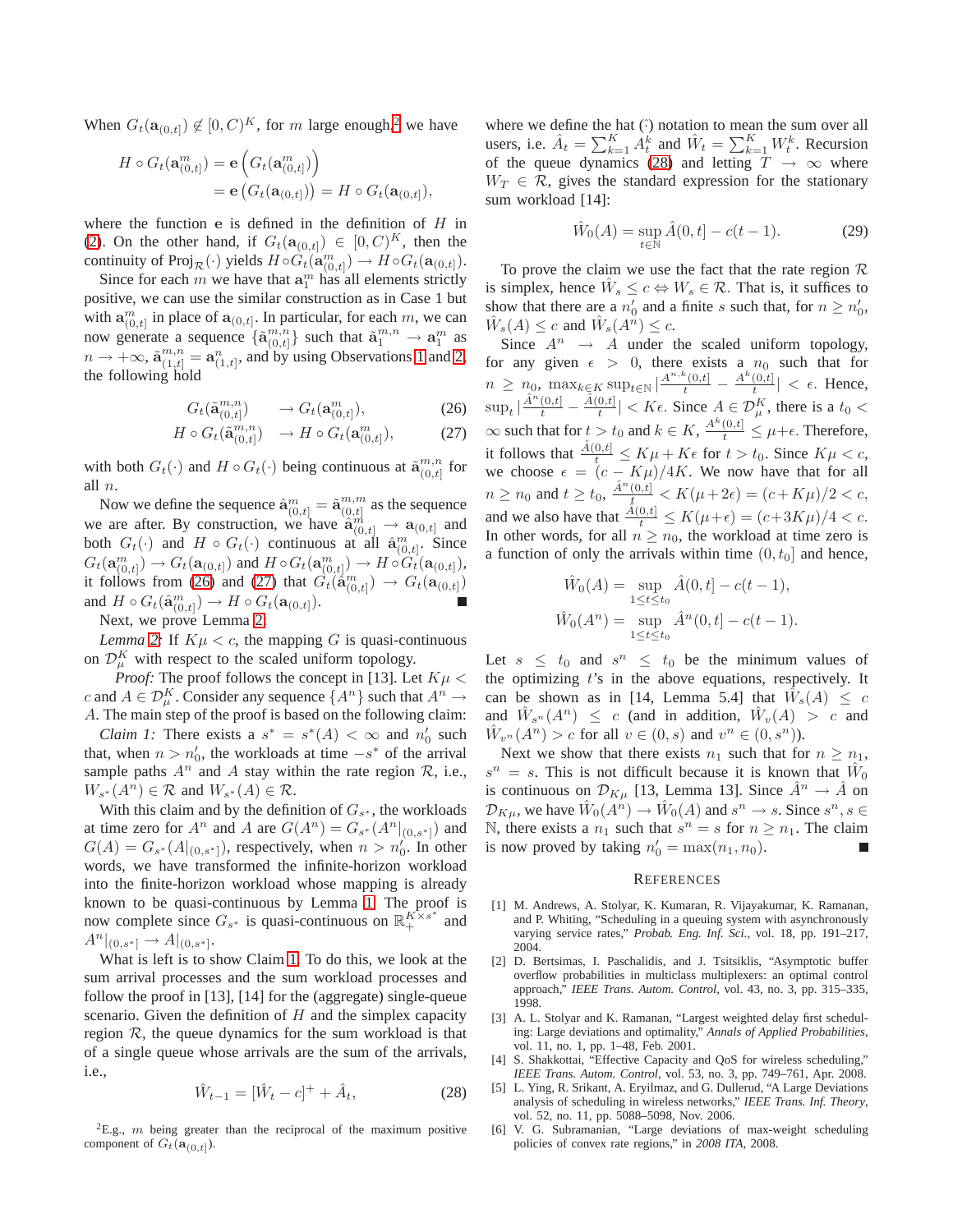When $G_t(\mathbf{a}_{(0,t]}) \notin [0, C)^K$, for $m$ large enough,[2] we have

$$H \circ G_t(\mathbf{a}^m_{(0,t]}) = \mathbf{e}\left(G_t(\mathbf{a}^m_{(0,t]})\right)$$
$$= \mathbf{e}\left(G_t(\mathbf{a}_{(0,t]})\right) = H \circ G_t(\mathbf{a}_{(0,t]}),$$

where the function $\mathbf{e}$ is defined in the definition of $H$ in (2). On the other hand, if $G_t(\mathbf{a}_{(0,t]}) \in [0, C)^K$, then the continuity of $\text{Proj}_{\mathcal{R}}(\cdot)$ yields $H \circ G_t(\mathbf{a}^m_{(0,t]}) \to H \circ G_t(\mathbf{a}_{(0,t]})$.

Since for each $m$ we have that $\mathbf{a}^m_1$ has all elements strictly positive, we can use the similar construction as in Case 1 but with $\mathbf{a}^m_{(0,t]}$ in place of $\mathbf{a}_{(0,t]}$. In particular, for each $m$, we can now generate a sequence $\{\tilde{\mathbf{a}}^{m,n}_{(0,t]}\}$ such that $\tilde{\mathbf{a}}^{m,n}_1 \to \mathbf{a}^m_1$ as $n \to +\infty$, $\tilde{\mathbf{a}}^{m,n}_{(1,t]} = \mathbf{a}^n_{(1,t]}$, and by using Observations 1 and 2, the following hold

$$G_t(\tilde{\mathbf{a}}^{m,n}_{(0,t]}) \quad \to G_t(\mathbf{a}^m_{(0,t]}), \tag{26}$$
$$H \circ G_t(\tilde{\mathbf{a}}^{m,n}_{(0,t]}) \quad \to H \circ G_t(\mathbf{a}^m_{(0,t]}), \tag{27}$$

with both $G_t(\cdot)$ and $H \circ G_t(\cdot)$ being continuous at $\tilde{\mathbf{a}}^{m,n}_{(0,t]}$ for all $n$.

Now we define the sequence $\hat{\mathbf{a}}^m_{(0,t]} = \tilde{\mathbf{a}}^{m,m}_{(0,t]}$ as the sequence we are after. By construction, we have $\hat{\mathbf{a}}^m_{(0,t]} \to \mathbf{a}_{(0,t]}$ and both $G_t(\cdot)$ and $H \circ G_t(\cdot)$ continuous at all $\hat{\mathbf{a}}^m_{(0,t]}$. Since $G_t(\mathbf{a}^m_{(0,t]}) \to G_t(\mathbf{a}_{(0,t]})$ and $H \circ G_t(\mathbf{a}^m_{(0,t]}) \to H \circ G_t(\mathbf{a}_{(0,t]})$, it follows from (26) and (27) that $G_t(\hat{\mathbf{a}}^m_{(0,t]}) \to G_t(\mathbf{a}_{(0,t]})$ and $H \circ G_t(\hat{\mathbf{a}}^m_{(0,t]}) \to H \circ G_t(\mathbf{a}_{(0,t]})$. ∎

Next, we prove Lemma 2:

*Lemma 2:* If $K\mu < c$, the mapping $G$ is quasi-continuous on $\mathcal{D}^K_\mu$ with respect to the scaled uniform topology.

*Proof:* The proof follows the concept in [13]. Let $K\mu < c$ and $A \in \mathcal{D}^K_\mu$. Consider any sequence $\{A^n\}$ such that $A^n \to A$. The main step of the proof is based on the following claim:

*Claim 1:* There exists a $s^* = s^*(A) < \infty$ and $n'_0$ such that, when $n > n'_0$, the workloads at time $-s^*$ of the arrival sample paths $A^n$ and $A$ stay within the rate region $\mathcal{R}$, i.e., $W_{s^*}(A^n) \in \mathcal{R}$ and $W_{s^*}(A) \in \mathcal{R}$.

With this claim and by the definition of $G_{s^*}$, the workloads at time zero for $A^n$ and $A$ are $G(A^n) = G_{s^*}(A^n|_{(0,s^*]})$ and $G(A) = G_{s^*}(A|_{(0,s^*]})$, respectively, when $n > n'_0$. In other words, we have transformed the infinite-horizon workload into the finite-horizon workload whose mapping is already known to be quasi-continuous by Lemma 1. The proof is now complete since $G_{s^*}$ is quasi-continuous on $\mathbb{R}^{K \times s^*}_+$ and $A^n|_{(0,s^*]} \to A|_{(0,s^*]}$.

What is left is to show Claim 1. To do this, we look at the sum arrival processes and the sum workload processes and follow the proof in [13], [14] for the (aggregate) single-queue scenario. Given the definition of $H$ and the simplex capacity region $\mathcal{R}$, the queue dynamics for the sum workload is that of a single queue whose arrivals are the sum of the arrivals, i.e.,

$$\hat{W}_{t-1} = [\hat{W}_t - c]^+ + \hat{A}_t, \tag{28}$$

where we define the hat $(\hat{\cdot})$ notation to mean the sum over all users, i.e. $\hat{A}_t = \sum_{k=1}^K A^k_t$ and $\hat{W}_t = \sum_{k=1}^K W^k_t$. Recursion of the queue dynamics (28) and letting $T \to \infty$ where $W_T \in \mathcal{R}$, gives the standard expression for the stationary sum workload [14]:

$$\hat{W}_0(A) = \sup_{t \in \mathbb{N}} \hat{A}(0,t] - c(t-1). \tag{29}$$

To prove the claim we use the fact that the rate region $\mathcal{R}$ is simplex, hence $\hat{W}_s \le c \Leftrightarrow W_s \in \mathcal{R}$. That is, it suffices to show that there are a $n'_0$ and a finite $s$ such that, for $n \ge n'_0$, $\hat{W}_s(A) \le c$ and $\hat{W}_s(A^n) \le c$.

Since $A^n \to A$ under the scaled uniform topology, for any given $\epsilon > 0$, there exists a $n_0$ such that for $n \ge n_0$, $\max_{k \in K} \sup_{t \in \mathbb{N}} |\frac{A^{n,k}(0,t]}{t} - \frac{A^k(0,t]}{t}| < \epsilon$. Hence, $\sup_t |\frac{\hat{A}^n(0,t]}{t} - \frac{\hat{A}(0,t]}{t}| < K\epsilon$. Since $A \in \mathcal{D}^K_\mu$, there is a $t_0 < \infty$ such that for $t > t_0$ and $k \in K$, $\frac{A^k(0,t]}{t} \le \mu + \epsilon$. Therefore, it follows that $\frac{\hat{A}(0,t]}{t} \le K\mu + K\epsilon$ for $t > t_0$. Since $K\mu < c$, we choose $\epsilon = (c - K\mu)/4K$. We now have that for all $n \ge n_0$ and $t \ge t_0$, $\frac{\hat{A}^n(0,t]}{t} < K(\mu + 2\epsilon) = (c + K\mu)/2 < c$, and we also have that $\frac{\hat{A}(0,t]}{t} \le K(\mu + \epsilon) = (c + 3K\mu)/4 < c$. In other words, for all $n \ge n_0$, the workload at time zero is a function of only the arrivals within time $(0, t_0]$ and hence,

$$\hat{W}_0(A) = \sup_{1 \le t \le t_0} \hat{A}(0,t] - c(t-1),$$
$$\hat{W}_0(A^n) = \sup_{1 \le t \le t_0} \hat{A}^n(0,t] - c(t-1).$$

Let $s \le t_0$ and $s^n \le t_0$ be the minimum values of the optimizing $t$'s in the above equations, respectively. It can be shown as in [14, Lemma 5.4] that $\hat{W}_s(A) \le c$ and $\hat{W}_{s^n}(A^n) \le c$ (and in addition, $\hat{W}_v(A) > c$ and $\hat{W}_{v^n}(A^n) > c$ for all $v \in (0,s)$ and $v^n \in (0, s^n)$).

Next we show that there exists $n_1$ such that for $n \ge n_1$, $s^n = s$. This is not difficult because it is known that $\hat{W}_0$ is continuous on $\mathcal{D}_{K\mu}$ [13, Lemma 13]. Since $\hat{A}^n \to \hat{A}$ on $\mathcal{D}_{K\mu}$, we have $\hat{W}_0(A^n) \to \hat{W}_0(A)$ and $s^n \to s$. Since $s^n, s \in \mathbb{N}$, there exists a $n_1$ such that $s^n = s$ for $n \ge n_1$. The claim is now proved by taking $n'_0 = \max(n_1, n_0)$. ∎

[2] E.g., $m$ being greater than the reciprocal of the maximum positive component of $G_t(\mathbf{a}_{(0,t]})$.

## References

[1] M. Andrews, A. Stolyar, K. Kumaran, R. Vijayakumar, K. Ramanan, and P. Whiting, "Scheduling in a queuing system with asynchronously varying service rates," *Probab. Eng. Inf. Sci.*, vol. 18, pp. 191–217, 2004.

[2] D. Bertsimas, I. Paschalidis, and J. Tsitsiklis, "Asymptotic buffer overflow probabilities in multiclass multiplexers: an optimal control approach," *IEEE Trans. Autom. Control*, vol. 43, no. 3, pp. 315–335, 1998.

[3] A. L. Stolyar and K. Ramanan, "Largest weighted delay first scheduling: Large deviations and optimality," *Annals of Applied Probabilities*, vol. 11, no. 1, pp. 1–48, Feb. 2001.

[4] S. Shakkottai, "Effective Capacity and QoS for wireless scheduling," *IEEE Trans. Autom. Control*, vol. 53, no. 3, pp. 749–761, Apr. 2008.

[5] L. Ying, R. Srikant, A. Eryilmaz, and G. Dullerud, "A Large Deviations analysis of scheduling in wireless networks," *IEEE Trans. Inf. Theory*, vol. 52, no. 11, pp. 5088–5098, Nov. 2006.

[6] V. G. Subramanian, "Large deviations of max-weight scheduling policies of convex rate regions," in *2008 ITA*, 2008.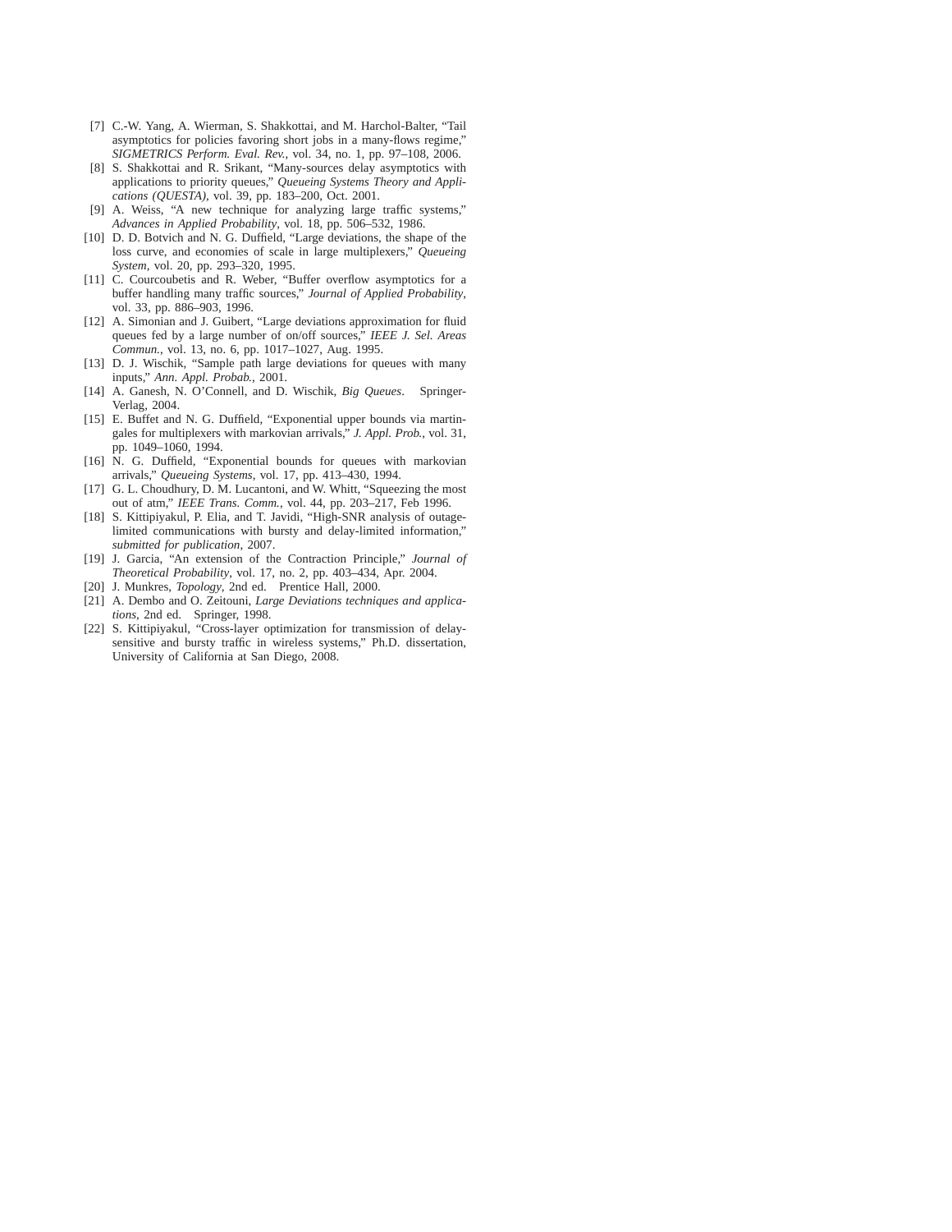[7] C.-W. Yang, A. Wierman, S. Shakkottai, and M. Harchol-Balter, "Tail asymptotics for policies favoring short jobs in a many-flows regime," *SIGMETRICS Perform. Eval. Rev.*, vol. 34, no. 1, pp. 97–108, 2006.

[8] S. Shakkottai and R. Srikant, "Many-sources delay asymptotics with applications to priority queues," *Queueing Systems Theory and Applications (QUESTA)*, vol. 39, pp. 183–200, Oct. 2001.

[9] A. Weiss, "A new technique for analyzing large traffic systems," *Advances in Applied Probability*, vol. 18, pp. 506–532, 1986.

[10] D. D. Botvich and N. G. Duffield, "Large deviations, the shape of the loss curve, and economies of scale in large multiplexers," *Queueing System*, vol. 20, pp. 293–320, 1995.

[11] C. Courcoubetis and R. Weber, "Buffer overflow asymptotics for a buffer handling many traffic sources," *Journal of Applied Probability*, vol. 33, pp. 886–903, 1996.

[12] A. Simonian and J. Guibert, "Large deviations approximation for fluid queues fed by a large number of on/off sources," *IEEE J. Sel. Areas Commun.*, vol. 13, no. 6, pp. 1017–1027, Aug. 1995.

[13] D. J. Wischik, "Sample path large deviations for queues with many inputs," *Ann. Appl. Probab.*, 2001.

[14] A. Ganesh, N. O'Connell, and D. Wischik, *Big Queues*. Springer-Verlag, 2004.

[15] E. Buffet and N. G. Duffield, "Exponential upper bounds via martingales for multiplexers with markovian arrivals," *J. Appl. Prob.*, vol. 31, pp. 1049–1060, 1994.

[16] N. G. Duffield, "Exponential bounds for queues with markovian arrivals," *Queueing Systems*, vol. 17, pp. 413–430, 1994.

[17] G. L. Choudhury, D. M. Lucantoni, and W. Whitt, "Squeezing the most out of atm," *IEEE Trans. Comm.*, vol. 44, pp. 203–217, Feb 1996.

[18] S. Kittipiyakul, P. Elia, and T. Javidi, "High-SNR analysis of outage-limited communications with bursty and delay-limited information," *submitted for publication*, 2007.

[19] J. Garcia, "An extension of the Contraction Principle," *Journal of Theoretical Probability*, vol. 17, no. 2, pp. 403–434, Apr. 2004.

[20] J. Munkres, *Topology*, 2nd ed. Prentice Hall, 2000.

[21] A. Dembo and O. Zeitouni, *Large Deviations techniques and applications*, 2nd ed. Springer, 1998.

[22] S. Kittipiyakul, "Cross-layer optimization for transmission of delay-sensitive and bursty traffic in wireless systems," Ph.D. dissertation, University of California at San Diego, 2008.